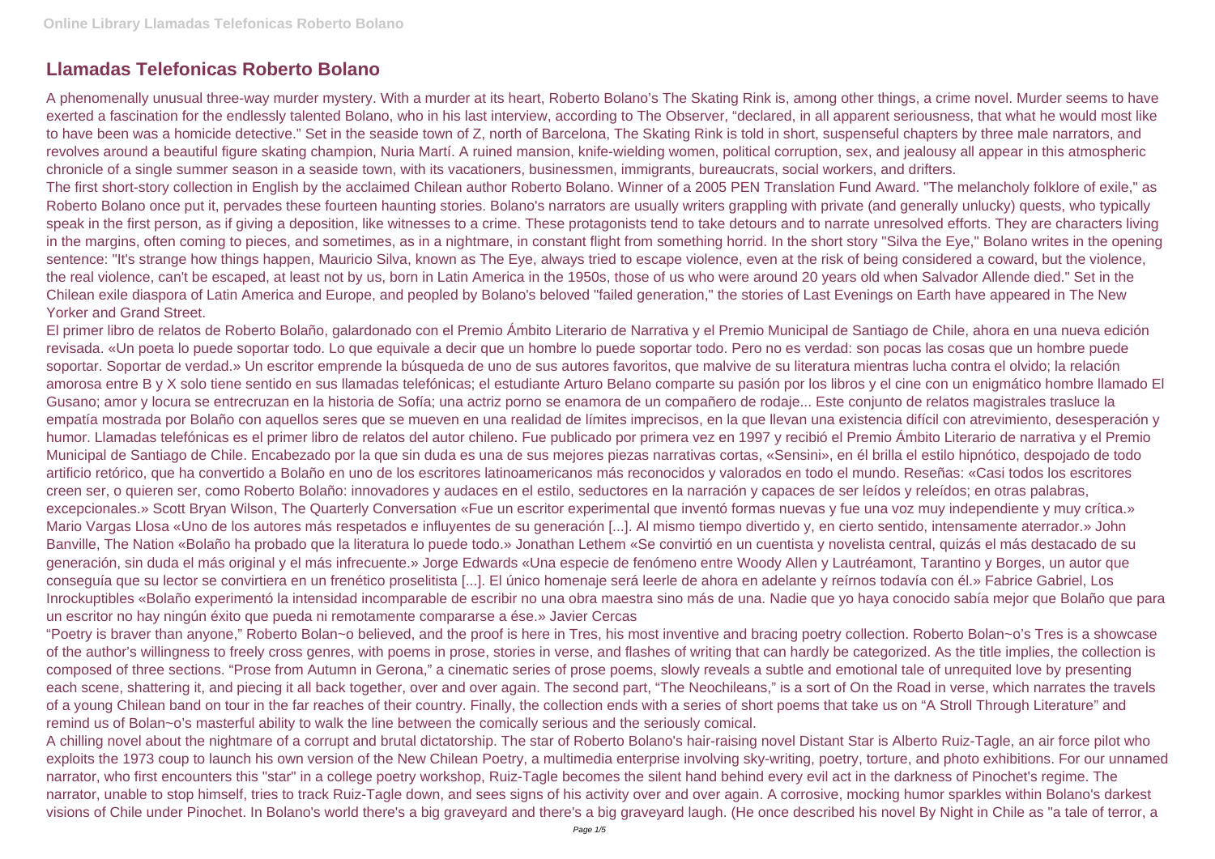# Llamadas Telefonicas Roberto Bolano

A phenomenally unusual three-way murder mystery. With a murder at its heart, Roberto Bolano's The Skating Rink is, among other things, a crime novel. Murder seems to have exerted a fascination for the endlessly talented Bolano, who in his last interview, according to The Observer, "declared, in all apparent seriousness, that what he would most like to have been was a homicide detective." Set in the seaside town of Z, north of Barcelona, The Skating Rink is told in short, suspenseful chapters by three male narrators, and revolves around a beautiful figure skating champion, Nuria Martí. A ruined mansion, knife-wielding women, political corruption, sex, and jealousy all appear in this atmospheric chronicle of a single summer season in a seaside town, with its vacationers, businessmen, immigrants, bureaucrats, social workers, and drifters.

The first short-story collection in English by the acclaimed Chilean author Roberto Bolano. Winner of a 2005 PEN Translation Fund Award. "The melancholy folklore of exile," as Roberto Bolano once put it, pervades these fourteen haunting stories. Bolano's narrators are usually writers grappling with private (and generally unlucky) quests, who typically speak in the first person, as if giving a deposition, like witnesses to a crime. These protagonists tend to take detours and to narrate unresolved efforts. They are characters living in the margins, often coming to pieces, and sometimes, as in a nightmare, in constant flight from something horrid. In the short story "Silva the Eye," Bolano writes in the opening sentence: "It's strange how things happen, Mauricio Silva, known as The Eye, always tried to escape violence, even at the risk of being considered a coward, but the violence, the real violence, can't be escaped, at least not by us, born in Latin America in the 1950s, those of us who were around 20 years old when Salvador Allende died." Set in the Chilean exile diaspora of Latin America and Europe, and peopled by Bolano's beloved "failed generation," the stories of Last Evenings on Earth have appeared in The New Yorker and Grand Street.

El primer libro de relatos de Roberto Bolaño, galardonado con el Premio Ámbito Literario de Narrativa y el Premio Municipal de Santiago de Chile, ahora en una nueva edición revisada. «Un poeta lo puede soportar todo. Lo que equivale a decir que un hombre lo puede soportar todo. Pero no es verdad: son pocas las cosas que un hombre puede soportar. Soportar de verdad.» Un escritor emprende la búsqueda de uno de sus autores favoritos, que malvive de su literatura mientras lucha contra el olvido; la relación amorosa entre B y X solo tiene sentido en sus llamadas telefónicas; el estudiante Arturo Belano comparte su pasión por los libros y el cine con un enigmático hombre llamado El Gusano; amor y locura se entrecruzan en la historia de Sofía; una actriz porno se enamora de un compañero de rodaje... Este conjunto de relatos magistrales trasluce la empatía mostrada por Bolaño con aquellos seres que se mueven en una realidad de límites imprecisos, en la que llevan una existencia difícil con atrevimiento, desesperación y humor. Llamadas telefónicas es el primer libro de relatos del autor chileno. Fue publicado por primera vez en 1997 y recibió el Premio Ámbito Literario de narrativa y el Premio Municipal de Santiago de Chile. Encabezado por la que sin duda es una de sus mejores piezas narrativas cortas, «Sensini», en él brilla el estilo hipnótico, despojado de todo artificio retórico, que ha convertido a Bolaño en uno de los escritores latinoamericanos más reconocidos y valorados en todo el mundo. Reseñas: «Casi todos los escritores creen ser, o quieren ser, como Roberto Bolaño: innovadores y audaces en el estilo, seductores en la narración y capaces de ser leídos y releídos; en otras palabras, excepcionales.» Scott Bryan Wilson, The Quarterly Conversation «Fue un escritor experimental que inventó formas nuevas y fue una voz muy independiente y muy crítica.» Mario Vargas Llosa «Uno de los autores más respetados e influyentes de su generación [...]. Al mismo tiempo divertido y, en cierto sentido, intensamente aterrador.» John Banville, The Nation «Bolaño ha probado que la literatura lo puede todo.» Jonathan Lethem «Se convirtió en un cuentista y novelista central, quizás el más destacado de su generación, sin duda el más original y el más infrecuente.» Jorge Edwards «Una especie de fenómeno entre Woody Allen y Lautréamont, Tarantino y Borges, un autor que conseguía que su lector se convirtiera en un frenético proselitista [...]. El único homenaje será leerle de ahora en adelante y reírnos todavía con él.» Fabrice Gabriel, Los Inrockuptibles «Bolaño experimentó la intensidad incomparable de escribir no una obra maestra sino más de una. Nadie que yo haya conocido sabía mejor que Bolaño que para un escritor no hay ningún éxito que pueda ni remotamente compararse a ése.» Javier Cercas

"Poetry is braver than anyone," Roberto Bolan~o believed, and the proof is here in Tres, his most inventive and bracing poetry collection. Roberto Bolan~o's Tres is a showcase of the author's willingness to freely cross genres, with poems in prose, stories in verse, and flashes of writing that can hardly be categorized. As the title implies, the collection is composed of three sections. "Prose from Autumn in Gerona," a cinematic series of prose poems, slowly reveals a subtle and emotional tale of unrequited love by presenting each scene, shattering it, and piecing it all back together, over and over again. The second part, "The Neochileans," is a sort of On the Road in verse, which narrates the travels of a young Chilean band on tour in the far reaches of their country. Finally, the collection ends with a series of short poems that take us on "A Stroll Through Literature" and remind us of Bolan~o's masterful ability to walk the line between the comically serious and the seriously comical.

A chilling novel about the nightmare of a corrupt and brutal dictatorship. The star of Roberto Bolano's hair-raising novel Distant Star is Alberto Ruiz-Tagle, an air force pilot who exploits the 1973 coup to launch his own version of the New Chilean Poetry, a multimedia enterprise involving sky-writing, poetry, torture, and photo exhibitions. For our unnamed narrator, who first encounters this "star" in a college poetry workshop, Ruiz-Tagle becomes the silent hand behind every evil act in the darkness of Pinochet's regime. The narrator, unable to stop himself, tries to track Ruiz-Tagle down, and sees signs of his activity over and over again. A corrosive, mocking humor sparkles within Bolano's darkest visions of Chile under Pinochet. In Bolano's world there's a big graveyard and there's a big graveyard laugh. (He once described his novel By Night in Chile as "a tale of terror, a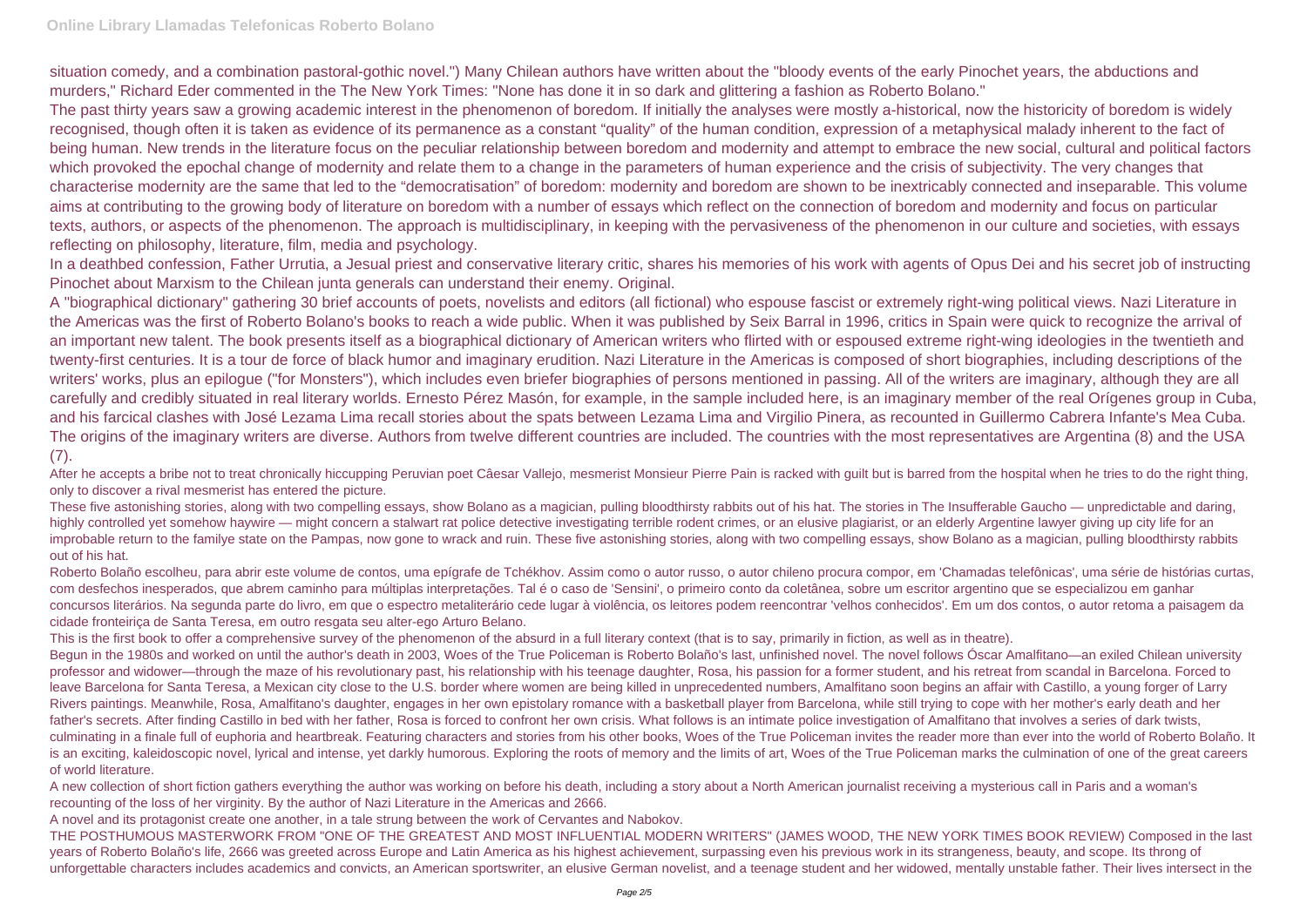situation comedy, and a combination pastoral-gothic novel.") Many Chilean authors have written about the "bloody events of the early Pinochet years, the abductions and murders," Richard Eder commented in the The New York Times: "None has done it in so dark and glittering a fashion as Roberto Bolano."

The past thirty years saw a growing academic interest in the phenomenon of boredom. If initially the analyses were mostly a-historical, now the historicity of boredom is widely recognised, though often it is taken as evidence of its permanence as a constant "quality" of the human condition, expression of a metaphysical malady inherent to the fact of being human. New trends in the literature focus on the peculiar relationship between boredom and modernity and attempt to embrace the new social, cultural and political factors which provoked the epochal change of modernity and relate them to a change in the parameters of human experience and the crisis of subjectivity. The very changes that characterise modernity are the same that led to the "democratisation" of boredom: modernity and boredom are shown to be inextricably connected and inseparable. This volume aims at contributing to the growing body of literature on boredom with a number of essays which reflect on the connection of boredom and modernity and focus on particular texts, authors, or aspects of the phenomenon. The approach is multidisciplinary, in keeping with the pervasiveness of the phenomenon in our culture and societies, with essays reflecting on philosophy, literature, film, media and psychology.

In a deathbed confession, Father Urrutia, a Jesual priest and conservative literary critic, shares his memories of his work with agents of Opus Dei and his secret job of instructing Pinochet about Marxism to the Chilean junta generals can understand their enemy. Original.

A "biographical dictionary" gathering 30 brief accounts of poets, novelists and editors (all fictional) who espouse fascist or extremely right-wing political views. Nazi Literature in the Americas was the first of Roberto Bolano's books to reach a wide public. When it was published by Seix Barral in 1996, critics in Spain were quick to recognize the arrival of an important new talent. The book presents itself as a biographical dictionary of American writers who flirted with or espoused extreme right-wing ideologies in the twentieth and twenty-first centuries. It is a tour de force of black humor and imaginary erudition. Nazi Literature in the Americas is composed of short biographies, including descriptions of the writers' works, plus an epilogue ("for Monsters"), which includes even briefer biographies of persons mentioned in passing. All of the writers are imaginary, although they are all carefully and credibly situated in real literary worlds. Ernesto Pérez Masón, for example, in the sample included here, is an imaginary member of the real Orígenes group in Cuba, and his farcical clashes with José Lezama Lima recall stories about the spats between Lezama Lima and Virgilio Pinera, as recounted in Guillermo Cabrera Infante's Mea Cuba. The origins of the imaginary writers are diverse. Authors from twelve different countries are included. The countries with the most representatives are Argentina (8) and the USA (7).

After he accepts a bribe not to treat chronically hiccupping Peruvian poet Câesar Vallejo, mesmerist Monsieur Pierre Pain is racked with guilt but is barred from the hospital when he tries to do the right thing, only to discover a rival mesmerist has entered the picture.

These five astonishing stories, along with two compelling essays, show Bolano as a magician, pulling bloodthirsty rabbits out of his hat. The stories in The Insufferable Gaucho — unpredictable and daring, highly controlled yet somehow haywire — might concern a stalwart rat police detective investigating terrible rodent crimes, or an elusive plagiarist, or an elderly Argentine lawyer giving up city life for an improbable return to the familye state on the Pampas, now gone to wrack and ruin. These five astonishing stories, along with two compelling essays, show Bolano as a magician, pulling bloodthirsty rabbits out of his hat.

Roberto Bolaño escolheu, para abrir este volume de contos, uma epígrafe de Tchékhov. Assim como o autor russo, o autor chileno procura compor, em 'Chamadas telefônicas', uma série de histórias curtas, com desfechos inesperados, que abrem caminho para múltiplas interpretações. Tal é o caso de 'Sensini', o primeiro conto da coletânea, sobre um escritor argentino que se especializou em ganhar concursos literários. Na segunda parte do livro, em que o espectro metaliterário cede lugar à violência, os leitores podem reencontrar 'velhos conhecidos'. Em um dos contos, o autor retoma a paisagem da cidade fronteiriça de Santa Teresa, em outro resgata seu alter-ego Arturo Belano.

This is the first book to offer a comprehensive survey of the phenomenon of the absurd in a full literary context (that is to say, primarily in fiction, as well as in theatre).

Begun in the 1980s and worked on until the author's death in 2003, Woes of the True Policeman is Roberto Bolaño's last, unfinished novel. The novel follows Óscar Amalfitano—an exiled Chilean university professor and widower—through the maze of his revolutionary past, his relationship with his teenage daughter, Rosa, his passion for a former student, and his retreat from scandal in Barcelona. Forced to leave Barcelona for Santa Teresa, a Mexican city close to the U.S. border where women are being killed in unprecedented numbers, Amalfitano soon begins an affair with Castillo, a young forger of Larry Rivers paintings. Meanwhile, Rosa, Amalfitano's daughter, engages in her own epistolary romance with a basketball player from Barcelona, while still trying to cope with her mother's early death and her father's secrets. After finding Castillo in bed with her father, Rosa is forced to confront her own crisis. What follows is an intimate police investigation of Amalfitano that involves a series of dark twists, culminating in a finale full of euphoria and heartbreak. Featuring characters and stories from his other books, Woes of the True Policeman invites the reader more than ever into the world of Roberto Bolaño. It is an exciting, kaleidoscopic novel, lyrical and intense, yet darkly humorous. Exploring the roots of memory and the limits of art, Woes of the True Policeman marks the culmination of one of the great careers of world literature.

A new collection of short fiction gathers everything the author was working on before his death, including a story about a North American journalist receiving a mysterious call in Paris and a woman's recounting of the loss of her virginity. By the author of Nazi Literature in the Americas and 2666.

A novel and its protagonist create one another, in a tale strung between the work of Cervantes and Nabokov.

THE POSTHUMOUS MASTERWORK FROM "ONE OF THE GREATEST AND MOST INFLUENTIAL MODERN WRITERS" (JAMES WOOD, THE NEW YORK TIMES BOOK REVIEW) Composed in the last years of Roberto Bolaño's life, 2666 was greeted across Europe and Latin America as his highest achievement, surpassing even his previous work in its strangeness, beauty, and scope. Its throng of unforgettable characters includes academics and convicts, an American sportswriter, an elusive German novelist, and a teenage student and her widowed, mentally unstable father. Their lives intersect in the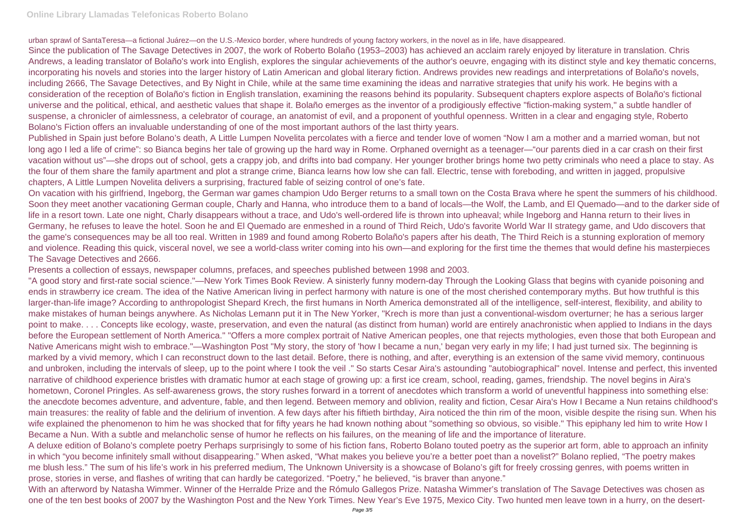urban sprawl of SantaTeresa—a fictional Juárez—on the U.S.-Mexico border, where hundreds of young factory workers, in the novel as in life, have disappeared.

Since the publication of The Savage Detectives in 2007, the work of Roberto Bolaño (1953–2003) has achieved an acclaim rarely enjoyed by literature in translation. Chris Andrews, a leading translator of Bolaño's work into English, explores the singular achievements of the author's oeuvre, engaging with its distinct style and key thematic concerns, incorporating his novels and stories into the larger history of Latin American and global literary fiction. Andrews provides new readings and interpretations of Bolaño's novels, including 2666, The Savage Detectives, and By Night in Chile, while at the same time examining the ideas and narrative strategies that unify his work. He begins with a consideration of the reception of Bolaño's fiction in English translation, examining the reasons behind its popularity. Subsequent chapters explore aspects of Bolaño's fictional universe and the political, ethical, and aesthetic values that shape it. Bolaño emerges as the inventor of a prodigiously effective "fiction-making system," a subtle handler of suspense, a chronicler of aimlessness, a celebrator of courage, an anatomist of evil, and a proponent of youthful openness. Written in a clear and engaging style, Roberto Bolano's Fiction offers an invaluable understanding of one of the most important authors of the last thirty years.

Published in Spain just before Bolano's death, A Little Lumpen Novelita percolates with a fierce and tender love of women "Now I am a mother and a married woman, but not long ago I led a life of crime": so Bianca begins her tale of growing up the hard way in Rome. Orphaned overnight as a teenager—"our parents died in a car crash on their first vacation without us"—she drops out of school, gets a crappy job, and drifts into bad company. Her younger brother brings home two petty criminals who need a place to stay. As the four of them share the family apartment and plot a strange crime, Bianca learns how low she can fall. Electric, tense with foreboding, and written in jagged, propulsive chapters, A Little Lumpen Novelita delivers a surprising, fractured fable of seizing control of one's fate.

On vacation with his girlfriend, Ingeborg, the German war games champion Udo Berger returns to a small town on the Costa Brava where he spent the summers of his childhood. Soon they meet another vacationing German couple, Charly and Hanna, who introduce them to a band of locals—the Wolf, the Lamb, and El Quemado—and to the darker side of life in a resort town. Late one night, Charly disappears without a trace, and Udo's well-ordered life is thrown into upheaval; while Ingeborg and Hanna return to their lives in Germany, he refuses to leave the hotel. Soon he and El Quemado are enmeshed in a round of Third Reich, Udo's favorite World War II strategy game, and Udo discovers that the game's consequences may be all too real. Written in 1989 and found among Roberto Bolaño's papers after his death, The Third Reich is a stunning exploration of memory and violence. Reading this quick, visceral novel, we see a world-class writer coming into his own—and exploring for the first time the themes that would define his masterpieces The Savage Detectives and 2666.

Presents a collection of essays, newspaper columns, prefaces, and speeches published between 1998 and 2003.

"A good story and first-rate social science."—New York Times Book Review. A sinisterly funny modern-day Through the Looking Glass that begins with cyanide poisoning and ends in strawberry ice cream. The idea of the Native American living in perfect harmony with nature is one of the most cherished contemporary myths. But how truthful is this larger-than-life image? According to anthropologist Shepard Krech, the first humans in North America demonstrated all of the intelligence, self-interest, flexibility, and ability to make mistakes of human beings anywhere. As Nicholas Lemann put it in The New Yorker, "Krech is more than just a conventional-wisdom overturner; he has a serious larger point to make. . . . Concepts like ecology, waste, preservation, and even the natural (as distinct from human) world are entirely anachronistic when applied to Indians in the days before the European settlement of North America." "Offers a more complex portrait of Native American peoples, one that rejects mythologies, even those that both European and Native Americans might wish to embrace."—Washington Post "My story, the story of 'how I became a nun,' began very early in my life; I had just turned six. The beginning is marked by a vivid memory, which I can reconstruct down to the last detail. Before, there is nothing, and after, everything is an extension of the same vivid memory, continuous and unbroken, including the intervals of sleep, up to the point where I took the veil ." So starts Cesar Aira's astounding "autobiographical" novel. Intense and perfect, this invented narrative of childhood experience bristles with dramatic humor at each stage of growing up: a first ice cream, school, reading, games, friendship. The novel begins in Aira's hometown, Coronel Pringles. As self-awareness grows, the story rushes forward in a torrent of anecdotes which transform a world of uneventful happiness into something else: the anecdote becomes adventure, and adventure, fable, and then legend. Between memory and oblivion, reality and fiction, Cesar Aira's How I Became a Nun retains childhood's main treasures: the reality of fable and the delirium of invention. A few days after his fiftieth birthday, Aira noticed the thin rim of the moon, visible despite the rising sun. When his wife explained the phenomenon to him he was shocked that for fifty years he had known nothing about "something so obvious, so visible." This epiphany led him to write How I Became a Nun. With a subtle and melancholic sense of humor he reflects on his failures, on the meaning of life and the importance of literature.

A deluxe edition of Bolano's complete poetry Perhaps surprisingly to some of his fiction fans, Roberto Bolano touted poetry as the superior art form, able to approach an infinity in which "you become infinitely small without disappearing." When asked, "What makes you believe you're a better poet than a novelist?" Bolano replied, "The poetry makes me blush less." The sum of his life's work in his preferred medium, The Unknown University is a showcase of Bolano's gift for freely crossing genres, with poems written in prose, stories in verse, and flashes of writing that can hardly be categorized. "Poetry," he believed, "is braver than anyone."

With an afterword by Natasha Wimmer. Winner of the Herralde Prize and the Rómulo Gallegos Prize. Natasha Wimmer's translation of The Savage Detectives was chosen as one of the ten best books of 2007 by the Washington Post and the New York Times. New Year's Eve 1975, Mexico City. Two hunted men leave town in a hurry, on the desert-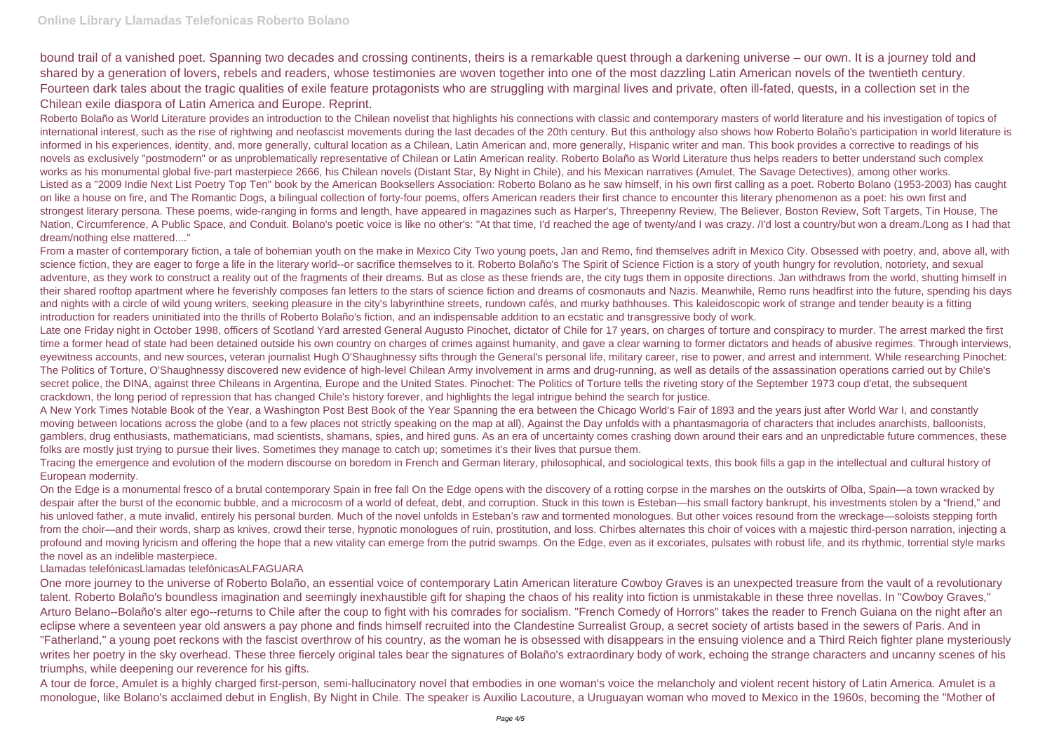bound trail of a vanished poet. Spanning two decades and crossing continents, theirs is a remarkable quest through a darkening universe – our own. It is a journey told and shared by a generation of lovers, rebels and readers, whose testimonies are woven together into one of the most dazzling Latin American novels of the twentieth century.
Fourteen dark tales about the tragic qualities of exile feature protagonists who are struggling with marginal lives and private, often ill-fated, quests, in a collection set in the Chilean exile diaspora of Latin America and Europe. Reprint.

Roberto Bolaño as World Literature provides an introduction to the Chilean novelist that highlights his connections with classic and contemporary masters of world literature and his investigation of topics of international interest, such as the rise of rightwing and neofascist movements during the last decades of the 20th century. But this anthology also shows how Roberto Bolaño's participation in world literature is informed in his experiences, identity, and, more generally, cultural location as a Chilean, Latin American and, more generally, Hispanic writer and man. This book provides a corrective to readings of his novels as exclusively "postmodern" or as unproblematically representative of Chilean or Latin American reality. Roberto Bolaño as World Literature thus helps readers to better understand such complex works as his monumental global five-part masterpiece 2666, his Chilean novels (Distant Star, By Night in Chile), and his Mexican narratives (Amulet, The Savage Detectives), among other works.
Listed as a "2009 Indie Next List Poetry Top Ten" book by the American Booksellers Association: Roberto Bolano as he saw himself, in his own first calling as a poet. Roberto Bolano (1953-2003) has caught on like a house on fire, and The Romantic Dogs, a bilingual collection of forty-four poems, offers American readers their first chance to encounter this literary phenomenon as a poet: his own first and strongest literary persona. These poems, wide-ranging in forms and length, have appeared in magazines such as Harper's, Threepenny Review, The Believer, Boston Review, Soft Targets, Tin House, The Nation, Circumference, A Public Space, and Conduit. Bolano's poetic voice is like no other's: "At that time, I'd reached the age of twenty/and I was crazy. /I'd lost a country/but won a dream./Long as I had that dream/nothing else mattered...."

From a master of contemporary fiction, a tale of bohemian youth on the make in Mexico City Two young poets, Jan and Remo, find themselves adrift in Mexico City. Obsessed with poetry, and, above all, with science fiction, they are eager to forge a life in the literary world--or sacrifice themselves to it. Roberto Bolaño's The Spirit of Science Fiction is a story of youth hungry for revolution, notoriety, and sexual adventure, as they work to construct a reality out of the fragments of their dreams. But as close as these friends are, the city tugs them in opposite directions. Jan withdraws from the world, shutting himself in their shared rooftop apartment where he feverishly composes fan letters to the stars of science fiction and dreams of cosmonauts and Nazis. Meanwhile, Remo runs headfirst into the future, spending his days and nights with a circle of wild young writers, seeking pleasure in the city's labyrinthine streets, rundown cafés, and murky bathhouses. This kaleidoscopic work of strange and tender beauty is a fitting introduction for readers uninitiated into the thrills of Roberto Bolaño's fiction, and an indispensable addition to an ecstatic and transgressive body of work.

Late one Friday night in October 1998, officers of Scotland Yard arrested General Augusto Pinochet, dictator of Chile for 17 years, on charges of torture and conspiracy to murder. The arrest marked the first time a former head of state had been detained outside his own country on charges of crimes against humanity, and gave a clear warning to former dictators and heads of abusive regimes. Through interviews, eyewitness accounts, and new sources, veteran journalist Hugh O'Shaughnessy sifts through the General's personal life, military career, rise to power, and arrest and internment. While researching Pinochet: The Politics of Torture, O'Shaughnessy discovered new evidence of high-level Chilean Army involvement in arms and drug-running, as well as details of the assassination operations carried out by Chile's secret police, the DINA, against three Chileans in Argentina, Europe and the United States. Pinochet: The Politics of Torture tells the riveting story of the September 1973 coup d'etat, the subsequent crackdown, the long period of repression that has changed Chile's history forever, and highlights the legal intrigue behind the search for justice.

A New York Times Notable Book of the Year, a Washington Post Best Book of the Year Spanning the era between the Chicago World's Fair of 1893 and the years just after World War I, and constantly moving between locations across the globe (and to a few places not strictly speaking on the map at all), Against the Day unfolds with a phantasmagoria of characters that includes anarchists, balloonists, gamblers, drug enthusiasts, mathematicians, mad scientists, shamans, spies, and hired guns. As an era of uncertainty comes crashing down around their ears and an unpredictable future commences, these folks are mostly just trying to pursue their lives. Sometimes they manage to catch up; sometimes it's their lives that pursue them.

Tracing the emergence and evolution of the modern discourse on boredom in French and German literary, philosophical, and sociological texts, this book fills a gap in the intellectual and cultural history of European modernity.

On the Edge is a monumental fresco of a brutal contemporary Spain in free fall On the Edge opens with the discovery of a rotting corpse in the marshes on the outskirts of Olba, Spain—a town wracked by despair after the burst of the economic bubble, and a microcosm of a world of defeat, debt, and corruption. Stuck in this town is Esteban—his small factory bankrupt, his investments stolen by a "friend," and his unloved father, a mute invalid, entirely his personal burden. Much of the novel unfolds in Esteban's raw and tormented monologues. But other voices resound from the wreckage—soloists stepping forth from the choir—and their words, sharp as knives, crowd their terse, hypnotic monologues of ruin, prostitution, and loss. Chirbes alternates this choir of voices with a majestic third-person narration, injecting a profound and moving lyricism and offering the hope that a new vitality can emerge from the putrid swamps. On the Edge, even as it excoriates, pulsates with robust life, and its rhythmic, torrential style marks the novel as an indelible masterpiece.

Llamadas telefónicasLlamadas telefónicasALFAGUARA

One more journey to the universe of Roberto Bolaño, an essential voice of contemporary Latin American literature Cowboy Graves is an unexpected treasure from the vault of a revolutionary talent. Roberto Bolaño's boundless imagination and seemingly inexhaustible gift for shaping the chaos of his reality into fiction is unmistakable in these three novellas. In "Cowboy Graves," Arturo Belano--Bolaño's alter ego--returns to Chile after the coup to fight with his comrades for socialism. "French Comedy of Horrors" takes the reader to French Guiana on the night after an eclipse where a seventeen year old answers a pay phone and finds himself recruited into the Clandestine Surrealist Group, a secret society of artists based in the sewers of Paris. And in "Fatherland," a young poet reckons with the fascist overthrow of his country, as the woman he is obsessed with disappears in the ensuing violence and a Third Reich fighter plane mysteriously writes her poetry in the sky overhead. These three fiercely original tales bear the signatures of Bolaño's extraordinary body of work, echoing the strange characters and uncanny scenes of his triumphs, while deepening our reverence for his gifts.

A tour de force, Amulet is a highly charged first-person, semi-hallucinatory novel that embodies in one woman's voice the melancholy and violent recent history of Latin America. Amulet is a monologue, like Bolano's acclaimed debut in English, By Night in Chile. The speaker is Auxilio Lacouture, a Uruguayan woman who moved to Mexico in the 1960s, becoming the "Mother of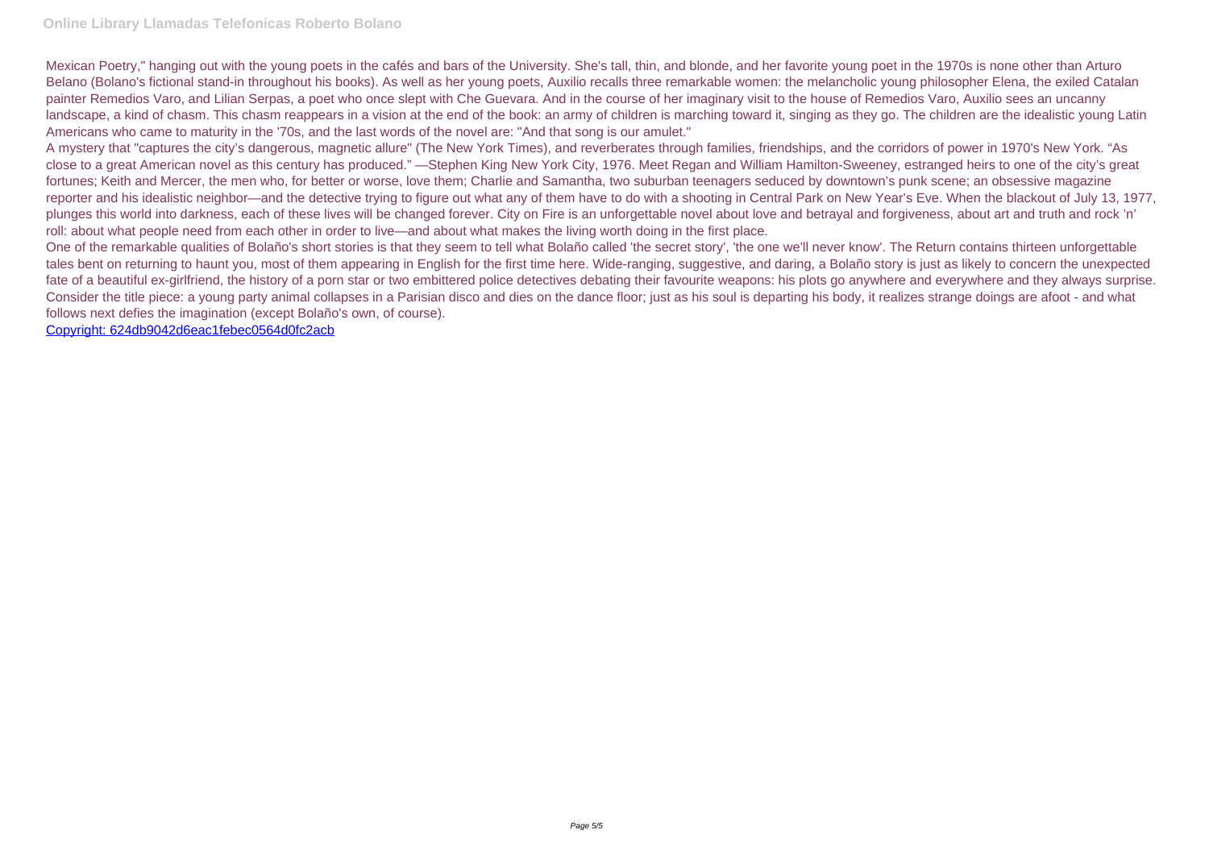Mexican Poetry," hanging out with the young poets in the cafés and bars of the University. She's tall, thin, and blonde, and her favorite young poet in the 1970s is none other than Arturo Belano (Bolano's fictional stand-in throughout his books). As well as her young poets, Auxilio recalls three remarkable women: the melancholic young philosopher Elena, the exiled Catalan painter Remedios Varo, and Lilian Serpas, a poet who once slept with Che Guevara. And in the course of her imaginary visit to the house of Remedios Varo, Auxilio sees an uncanny landscape, a kind of chasm. This chasm reappears in a vision at the end of the book: an army of children is marching toward it, singing as they go. The children are the idealistic young Latin Americans who came to maturity in the '70s, and the last words of the novel are: "And that song is our amulet."

A mystery that "captures the city's dangerous, magnetic allure" (The New York Times), and reverberates through families, friendships, and the corridors of power in 1970's New York. "As close to a great American novel as this century has produced." —Stephen King New York City, 1976. Meet Regan and William Hamilton-Sweeney, estranged heirs to one of the city's great fortunes; Keith and Mercer, the men who, for better or worse, love them; Charlie and Samantha, two suburban teenagers seduced by downtown's punk scene; an obsessive magazine reporter and his idealistic neighbor—and the detective trying to figure out what any of them have to do with a shooting in Central Park on New Year's Eve. When the blackout of July 13, 1977, plunges this world into darkness, each of these lives will be changed forever. City on Fire is an unforgettable novel about love and betrayal and forgiveness, about art and truth and rock 'n' roll: about what people need from each other in order to live—and about what makes the living worth doing in the first place.

One of the remarkable qualities of Bolaño's short stories is that they seem to tell what Bolaño called 'the secret story', 'the one we'll never know'. The Return contains thirteen unforgettable tales bent on returning to haunt you, most of them appearing in English for the first time here. Wide-ranging, suggestive, and daring, a Bolaño story is just as likely to concern the unexpected fate of a beautiful ex-girlfriend, the history of a porn star or two embittered police detectives debating their favourite weapons: his plots go anywhere and everywhere and they always surprise. Consider the title piece: a young party animal collapses in a Parisian disco and dies on the dance floor; just as his soul is departing his body, it realizes strange doings are afoot - and what follows next defies the imagination (except Bolaño's own, of course).

Copyright: 624db9042d6eac1febec0564d0fc2acb